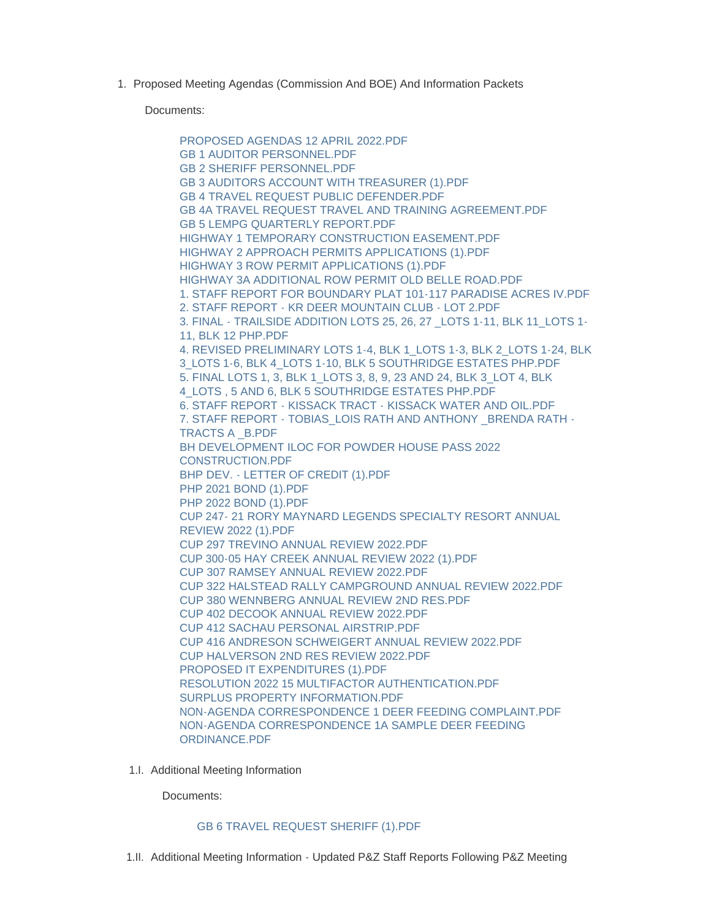1. Proposed Meeting Agendas (Commission And BOE) And Information Packets

   Documents:

   PROPOSED AGENDAS 12 APRIL 2022.PDF
   GB 1 AUDITOR PERSONNEL.PDF
   GB 2 SHERIFF PERSONNEL.PDF
   GB 3 AUDITORS ACCOUNT WITH TREASURER (1).PDF
   GB 4 TRAVEL REQUEST PUBLIC DEFENDER.PDF
   GB 4A TRAVEL REQUEST TRAVEL AND TRAINING AGREEMENT.PDF
   GB 5 LEMPG QUARTERLY REPORT.PDF
   HIGHWAY 1 TEMPORARY CONSTRUCTION EASEMENT.PDF
   HIGHWAY 2 APPROACH PERMITS APPLICATIONS (1).PDF
   HIGHWAY 3 ROW PERMIT APPLICATIONS (1).PDF
   HIGHWAY 3A ADDITIONAL ROW PERMIT OLD BELLE ROAD.PDF
   1. STAFF REPORT FOR BOUNDARY PLAT 101-117 PARADISE ACRES IV.PDF
   2. STAFF REPORT - KR DEER MOUNTAIN CLUB - LOT 2.PDF
   3. FINAL - TRAILSIDE ADDITION LOTS 25, 26, 27 _LOTS 1-11, BLK 11_LOTS 1-11, BLK 12 PHP.PDF
   4. REVISED PRELIMINARY LOTS 1-4, BLK 1_LOTS 1-3, BLK 2_LOTS 1-24, BLK 3_LOTS 1-6, BLK 4_LOTS 1-10, BLK 5 SOUTHRIDGE ESTATES PHP.PDF
   5. FINAL LOTS 1, 3, BLK 1_LOTS 3, 8, 9, 23 AND 24, BLK 3_LOT 4, BLK 4_LOTS , 5 AND 6, BLK 5 SOUTHRIDGE ESTATES PHP.PDF
   6. STAFF REPORT - KISSACK TRACT - KISSACK WATER AND OIL.PDF
   7. STAFF REPORT - TOBIAS_LOIS RATH AND ANTHONY _BRENDA RATH - TRACTS A _B.PDF
   BH DEVELOPMENT ILOC FOR POWDER HOUSE PASS 2022 CONSTRUCTION.PDF
   BHP DEV. - LETTER OF CREDIT (1).PDF
   PHP 2021 BOND (1).PDF
   PHP 2022 BOND (1).PDF
   CUP 247- 21 RORY MAYNARD LEGENDS SPECIALTY RESORT ANNUAL REVIEW 2022 (1).PDF
   CUP 297 TREVINO ANNUAL REVIEW 2022.PDF
   CUP 300-05 HAY CREEK ANNUAL REVIEW 2022 (1).PDF
   CUP 307 RAMSEY ANNUAL REVIEW 2022.PDF
   CUP 322 HALSTEAD RALLY CAMPGROUND ANNUAL REVIEW 2022.PDF
   CUP 380 WENNBERG ANNUAL REVIEW 2ND RES.PDF
   CUP 402 DECOOK ANNUAL REVIEW 2022.PDF
   CUP 412 SACHAU PERSONAL AIRSTRIP.PDF
   CUP 416 ANDRESON SCHWEIGERT ANNUAL REVIEW 2022.PDF
   CUP HALVERSON 2ND RES REVIEW 2022.PDF
   PROPOSED IT EXPENDITURES (1).PDF
   RESOLUTION 2022 15 MULTIFACTOR AUTHENTICATION.PDF
   SURPLUS PROPERTY INFORMATION.PDF
   NON-AGENDA CORRESPONDENCE 1 DEER FEEDING COMPLAINT.PDF
   NON-AGENDA CORRESPONDENCE 1A SAMPLE DEER FEEDING ORDINANCE.PDF

   1.I. Additional Meeting Information

   Documents:

   GB 6 TRAVEL REQUEST SHERIFF (1).PDF

   1.II. Additional Meeting Information - Updated P&Z Staff Reports Following P&Z Meeting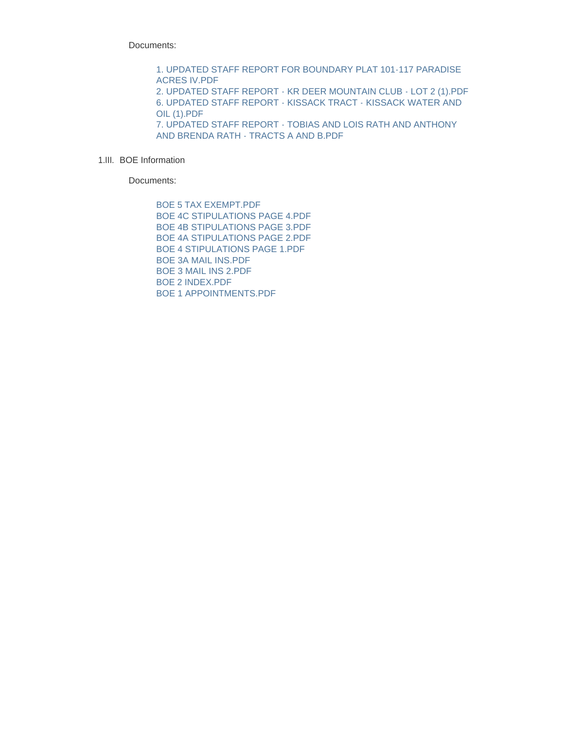Documents:

- 1. UPDATED STAFF REPORT FOR BOUNDARY PLAT 101-117 PARADISE ACRES IV.PDF
- 2. UPDATED STAFF REPORT - KR DEER MOUNTAIN CLUB - LOT 2 (1).PDF
- 6. UPDATED STAFF REPORT - KISSACK TRACT - KISSACK WATER AND OIL (1).PDF
- 7. UPDATED STAFF REPORT - TOBIAS AND LOIS RATH AND ANTHONY AND BRENDA RATH - TRACTS A AND B.PDF

1.III. BOE Information

Documents:

- BOE 5 TAX EXEMPT.PDF
- BOE 4C STIPULATIONS PAGE 4.PDF
- BOE 4B STIPULATIONS PAGE 3.PDF
- BOE 4A STIPULATIONS PAGE 2.PDF
- BOE 4 STIPULATIONS PAGE 1.PDF
- BOE 3A MAIL INS.PDF
- BOE 3 MAIL INS 2.PDF
- BOE 2 INDEX.PDF
- BOE 1 APPOINTMENTS.PDF